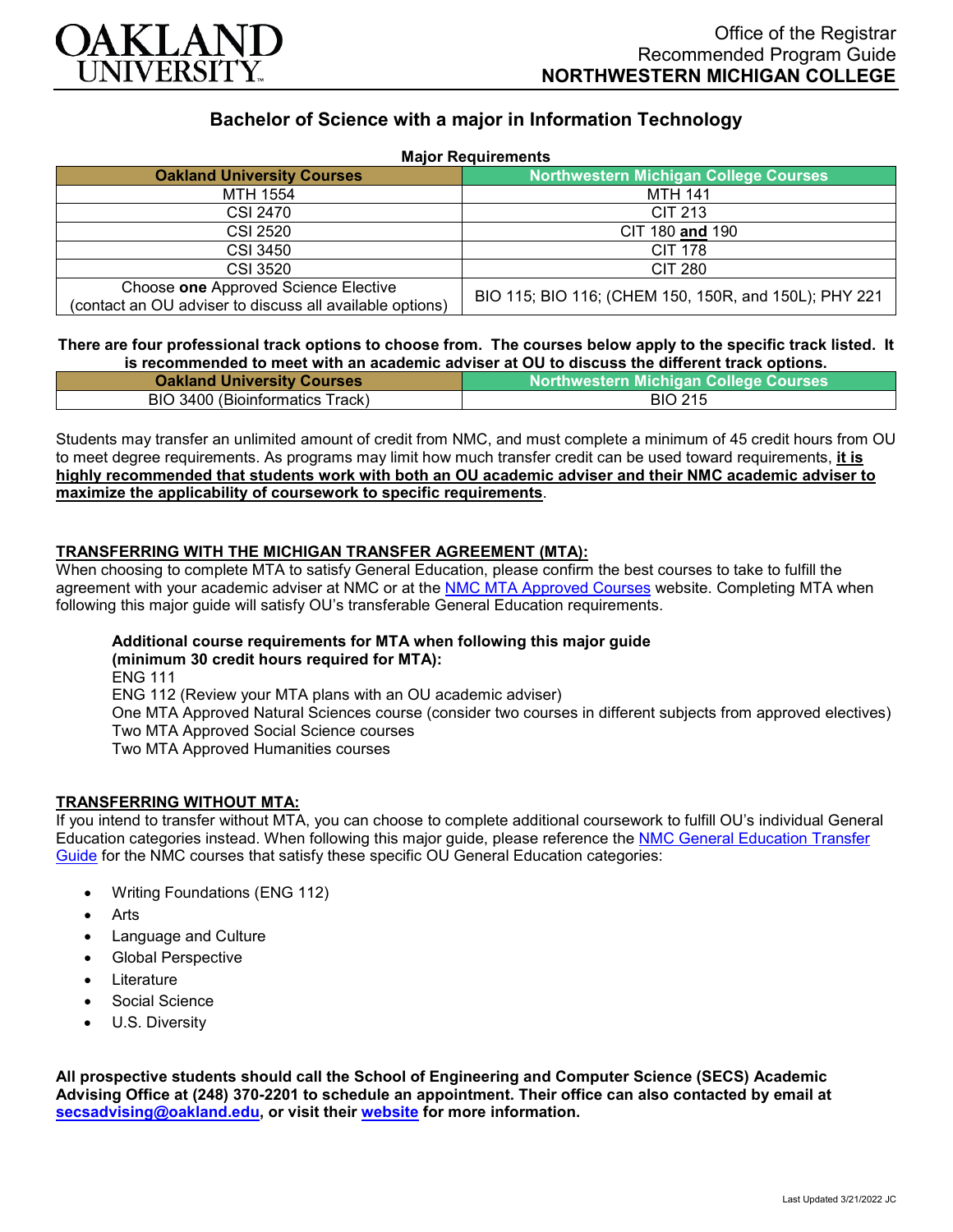OAKLAND UNIVERSITY

Office of the Registrar
Recommended Program Guide
**NORTHWESTERN MICHIGAN COLLEGE**

## Bachelor of Science with a major in Information Technology

**Major Requirements**

| Oakland University Courses | Northwestern Michigan College Courses |
|---|---|
| MTH 1554 | MTH 141 |
| CSI 2470 | CIT 213 |
| CSI 2520 | CIT 180 **and** 190 |
| CSI 3450 | CIT 178 |
| CSI 3520 | CIT 280 |
| Choose **one** Approved Science Elective (contact an OU adviser to discuss all available options) | BIO 115; BIO 116; (CHEM 150, 150R, and 150L); PHY 221 |

**There are four professional track options to choose from. The courses below apply to the specific track listed. It is recommended to meet with an academic adviser at OU to discuss the different track options.**

| Oakland University Courses | Northwestern Michigan College Courses |
|---|---|
| BIO 3400 (Bioinformatics Track) | BIO 215 |

Students may transfer an unlimited amount of credit from NMC, and must complete a minimum of 45 credit hours from OU to meet degree requirements. As programs may limit how much transfer credit can be used toward requirements, **it is highly recommended that students work with both an OU academic adviser and their NMC academic adviser to maximize the applicability of coursework to specific requirements**.

### TRANSFERRING WITH THE MICHIGAN TRANSFER AGREEMENT (MTA):

When choosing to complete MTA to satisfy General Education, please confirm the best courses to take to fulfill the agreement with your academic adviser at NMC or at the NMC MTA Approved Courses website. Completing MTA when following this major guide will satisfy OU's transferable General Education requirements.

**Additional course requirements for MTA when following this major guide (minimum 30 credit hours required for MTA):**
ENG 111
ENG 112 (Review your MTA plans with an OU academic adviser)
One MTA Approved Natural Sciences course (consider two courses in different subjects from approved electives)
Two MTA Approved Social Science courses
Two MTA Approved Humanities courses

### TRANSFERRING WITHOUT MTA:

If you intend to transfer without MTA, you can choose to complete additional coursework to fulfill OU's individual General Education categories instead. When following this major guide, please reference the NMC General Education Transfer Guide for the NMC courses that satisfy these specific OU General Education categories:

- Writing Foundations (ENG 112)
- Arts
- Language and Culture
- Global Perspective
- Literature
- Social Science
- U.S. Diversity

**All prospective students should call the School of Engineering and Computer Science (SECS) Academic Advising Office at (248) 370-2201 to schedule an appointment. Their office can also contacted by email at secsadvising@oakland.edu, or visit their website for more information.**

Last Updated 3/21/2022 JC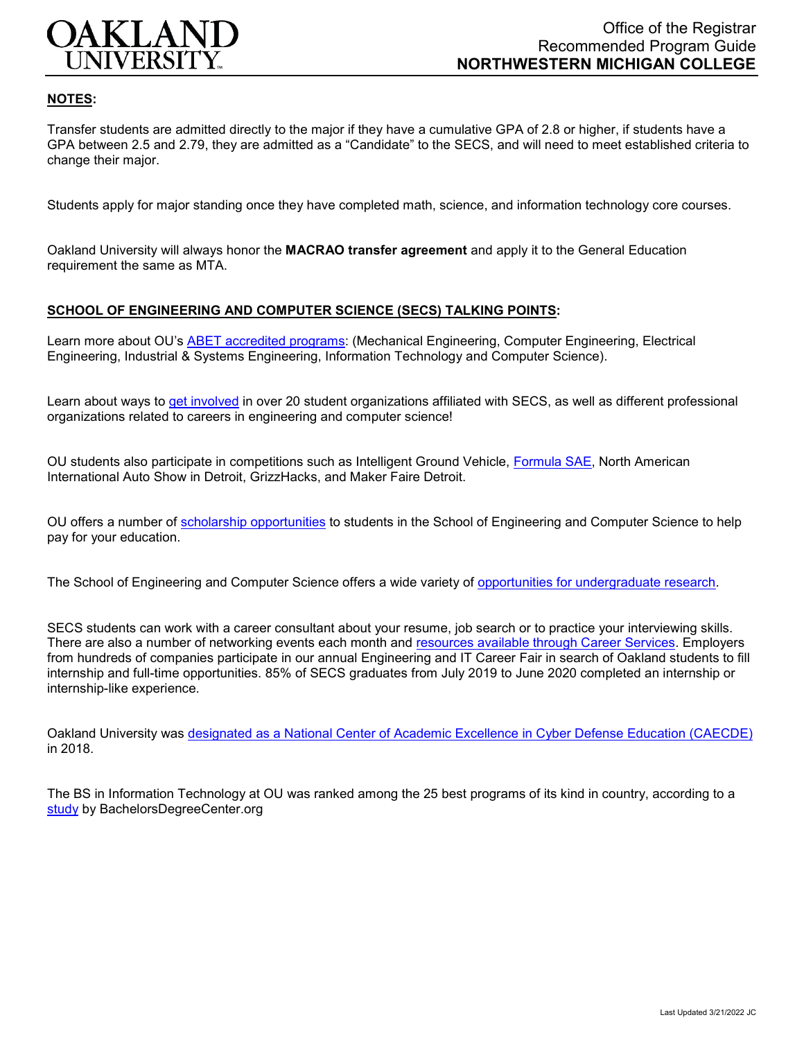**NOTES:**

Transfer students are admitted directly to the major if they have a cumulative GPA of 2.8 or higher, if students have a GPA between 2.5 and 2.79, they are admitted as a "Candidate" to the SECS, and will need to meet established criteria to change their major.

Students apply for major standing once they have completed math, science, and information technology core courses.

Oakland University will always honor the **MACRAO transfer agreement** and apply it to the General Education requirement the same as MTA.

**SCHOOL OF ENGINEERING AND COMPUTER SCIENCE (SECS) TALKING POINTS:**

Learn more about OU's ABET accredited programs: (Mechanical Engineering, Computer Engineering, Electrical Engineering, Industrial & Systems Engineering, Information Technology and Computer Science).

Learn about ways to get involved in over 20 student organizations affiliated with SECS, as well as different professional organizations related to careers in engineering and computer science!

OU students also participate in competitions such as Intelligent Ground Vehicle, Formula SAE, North American International Auto Show in Detroit, GrizzHacks, and Maker Faire Detroit.

OU offers a number of scholarship opportunities to students in the School of Engineering and Computer Science to help pay for your education.

The School of Engineering and Computer Science offers a wide variety of opportunities for undergraduate research.

SECS students can work with a career consultant about your resume, job search or to practice your interviewing skills. There are also a number of networking events each month and resources available through Career Services. Employers from hundreds of companies participate in our annual Engineering and IT Career Fair in search of Oakland students to fill internship and full-time opportunities. 85% of SECS graduates from July 2019 to June 2020 completed an internship or internship-like experience.

Oakland University was designated as a National Center of Academic Excellence in Cyber Defense Education (CAECDE) in 2018.

The BS in Information Technology at OU was ranked among the 25 best programs of its kind in country, according to a study by BachelorsDegreeCenter.org

Last Updated 3/21/2022 JC